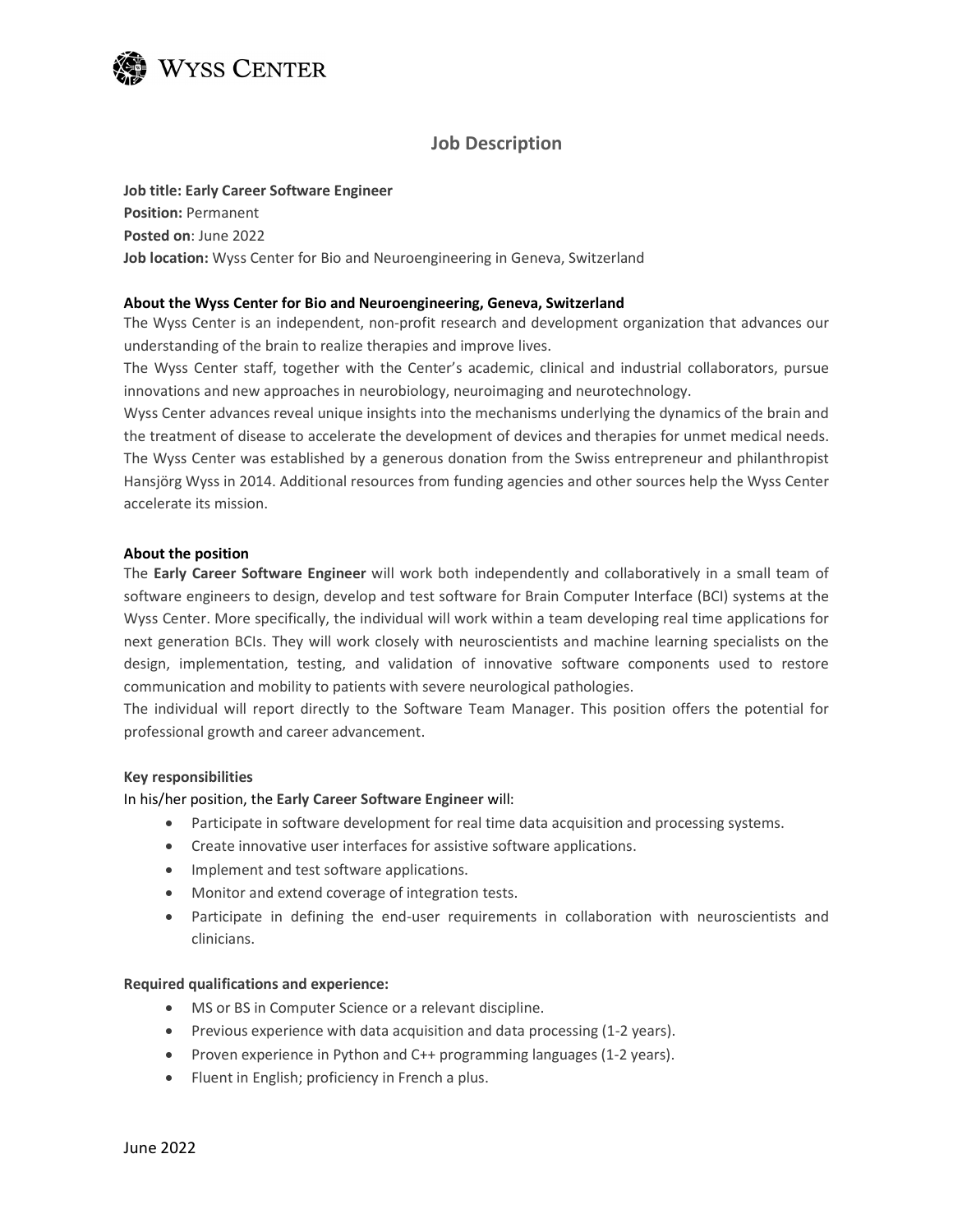Wyss Center

# Job Description

**Job title: Early Career Software Engineer**
**Position:** Permanent
**Posted on**: June 2022
**Job location:** Wyss Center for Bio and Neuroengineering in Geneva, Switzerland

**About the Wyss Center for Bio and Neuroengineering, Geneva, Switzerland**

The Wyss Center is an independent, non-profit research and development organization that advances our understanding of the brain to realize therapies and improve lives.

The Wyss Center staff, together with the Center's academic, clinical and industrial collaborators, pursue innovations and new approaches in neurobiology, neuroimaging and neurotechnology.

Wyss Center advances reveal unique insights into the mechanisms underlying the dynamics of the brain and the treatment of disease to accelerate the development of devices and therapies for unmet medical needs.

The Wyss Center was established by a generous donation from the Swiss entrepreneur and philanthropist Hansjörg Wyss in 2014. Additional resources from funding agencies and other sources help the Wyss Center accelerate its mission.

**About the position**

The **Early Career Software Engineer** will work both independently and collaboratively in a small team of software engineers to design, develop and test software for Brain Computer Interface (BCI) systems at the Wyss Center. More specifically, the individual will work within a team developing real time applications for next generation BCIs. They will work closely with neuroscientists and machine learning specialists on the design, implementation, testing, and validation of innovative software components used to restore communication and mobility to patients with severe neurological pathologies.

The individual will report directly to the Software Team Manager. This position offers the potential for professional growth and career advancement.

**Key responsibilities**

In his/her position, the **Early Career Software Engineer** will:

- Participate in software development for real time data acquisition and processing systems.
- Create innovative user interfaces for assistive software applications.
- Implement and test software applications.
- Monitor and extend coverage of integration tests.
- Participate in defining the end-user requirements in collaboration with neuroscientists and clinicians.

**Required qualifications and experience:**

- MS or BS in Computer Science or a relevant discipline.
- Previous experience with data acquisition and data processing (1-2 years).
- Proven experience in Python and C++ programming languages (1-2 years).
- Fluent in English; proficiency in French a plus.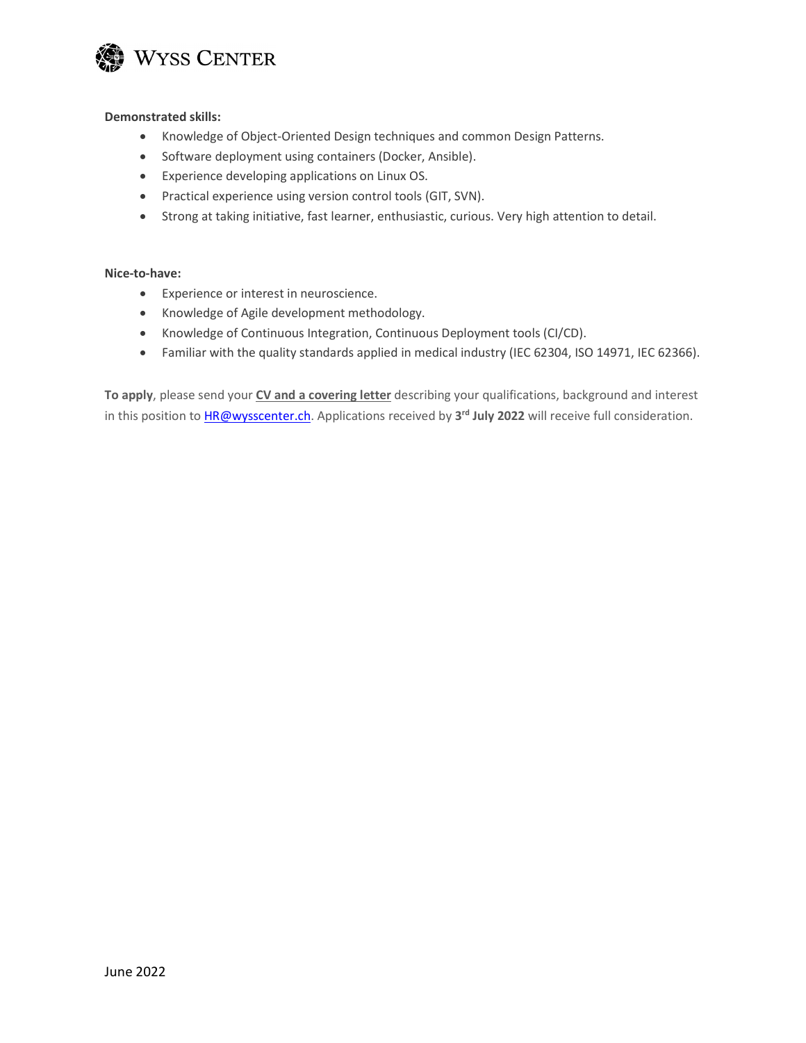**Demonstrated skills:**

- Knowledge of Object-Oriented Design techniques and common Design Patterns.
- Software deployment using containers (Docker, Ansible).
- Experience developing applications on Linux OS.
- Practical experience using version control tools (GIT, SVN).
- Strong at taking initiative, fast learner, enthusiastic, curious. Very high attention to detail.

**Nice-to-have:**

- Experience or interest in neuroscience.
- Knowledge of Agile development methodology.
- Knowledge of Continuous Integration, Continuous Deployment tools (CI/CD).
- Familiar with the quality standards applied in medical industry (IEC 62304, ISO 14971, IEC 62366).

**To apply**, please send your **CV and a covering letter** describing your qualifications, background and interest in this position to HR@wysscenter.ch. Applications received by **3rd July 2022** will receive full consideration.

June 2022